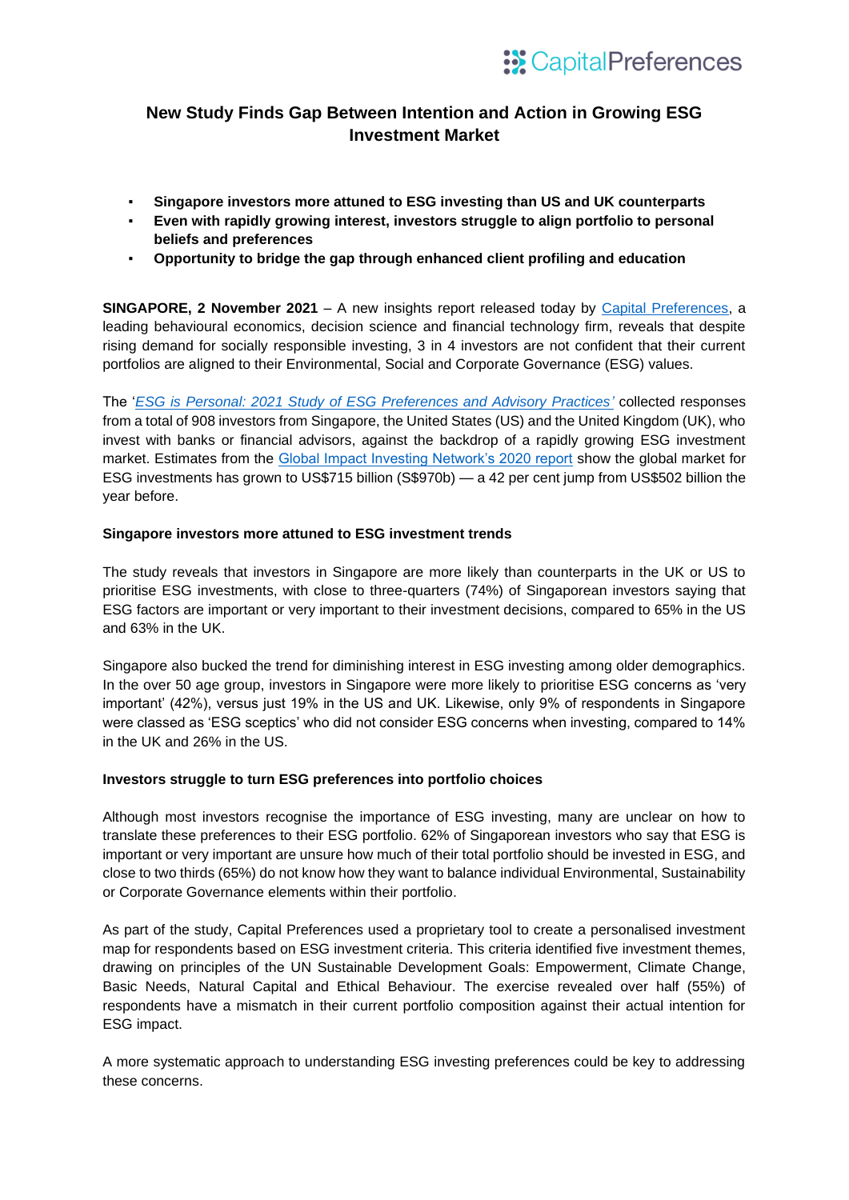CapitalPreferences

# New Study Finds Gap Between Intention and Action in Growing ESG Investment Market

- **Singapore investors more attuned to ESG investing than US and UK counterparts**
- **Even with rapidly growing interest, investors struggle to align portfolio to personal beliefs and preferences**
- **Opportunity to bridge the gap through enhanced client profiling and education**

**SINGAPORE, 2 November 2021** – A new insights report released today by Capital Preferences, a leading behavioural economics, decision science and financial technology firm, reveals that despite rising demand for socially responsible investing, 3 in 4 investors are not confident that their current portfolios are aligned to their Environmental, Social and Corporate Governance (ESG) values.

The '*ESG is Personal: 2021 Study of ESG Preferences and Advisory Practices'* collected responses from a total of 908 investors from Singapore, the United States (US) and the United Kingdom (UK), who invest with banks or financial advisors, against the backdrop of a rapidly growing ESG investment market. Estimates from the Global Impact Investing Network's 2020 report show the global market for ESG investments has grown to US$715 billion (S$970b) — a 42 per cent jump from US$502 billion the year before.

**Singapore investors more attuned to ESG investment trends**

The study reveals that investors in Singapore are more likely than counterparts in the UK or US to prioritise ESG investments, with close to three-quarters (74%) of Singaporean investors saying that ESG factors are important or very important to their investment decisions, compared to 65% in the US and 63% in the UK.

Singapore also bucked the trend for diminishing interest in ESG investing among older demographics. In the over 50 age group, investors in Singapore were more likely to prioritise ESG concerns as 'very important' (42%), versus just 19% in the US and UK. Likewise, only 9% of respondents in Singapore were classed as 'ESG sceptics' who did not consider ESG concerns when investing, compared to 14% in the UK and 26% in the US.

**Investors struggle to turn ESG preferences into portfolio choices**

Although most investors recognise the importance of ESG investing, many are unclear on how to translate these preferences to their ESG portfolio. 62% of Singaporean investors who say that ESG is important or very important are unsure how much of their total portfolio should be invested in ESG, and close to two thirds (65%) do not know how they want to balance individual Environmental, Sustainability or Corporate Governance elements within their portfolio.

As part of the study, Capital Preferences used a proprietary tool to create a personalised investment map for respondents based on ESG investment criteria. This criteria identified five investment themes, drawing on principles of the UN Sustainable Development Goals: Empowerment, Climate Change, Basic Needs, Natural Capital and Ethical Behaviour. The exercise revealed over half (55%) of respondents have a mismatch in their current portfolio composition against their actual intention for ESG impact.

A more systematic approach to understanding ESG investing preferences could be key to addressing these concerns.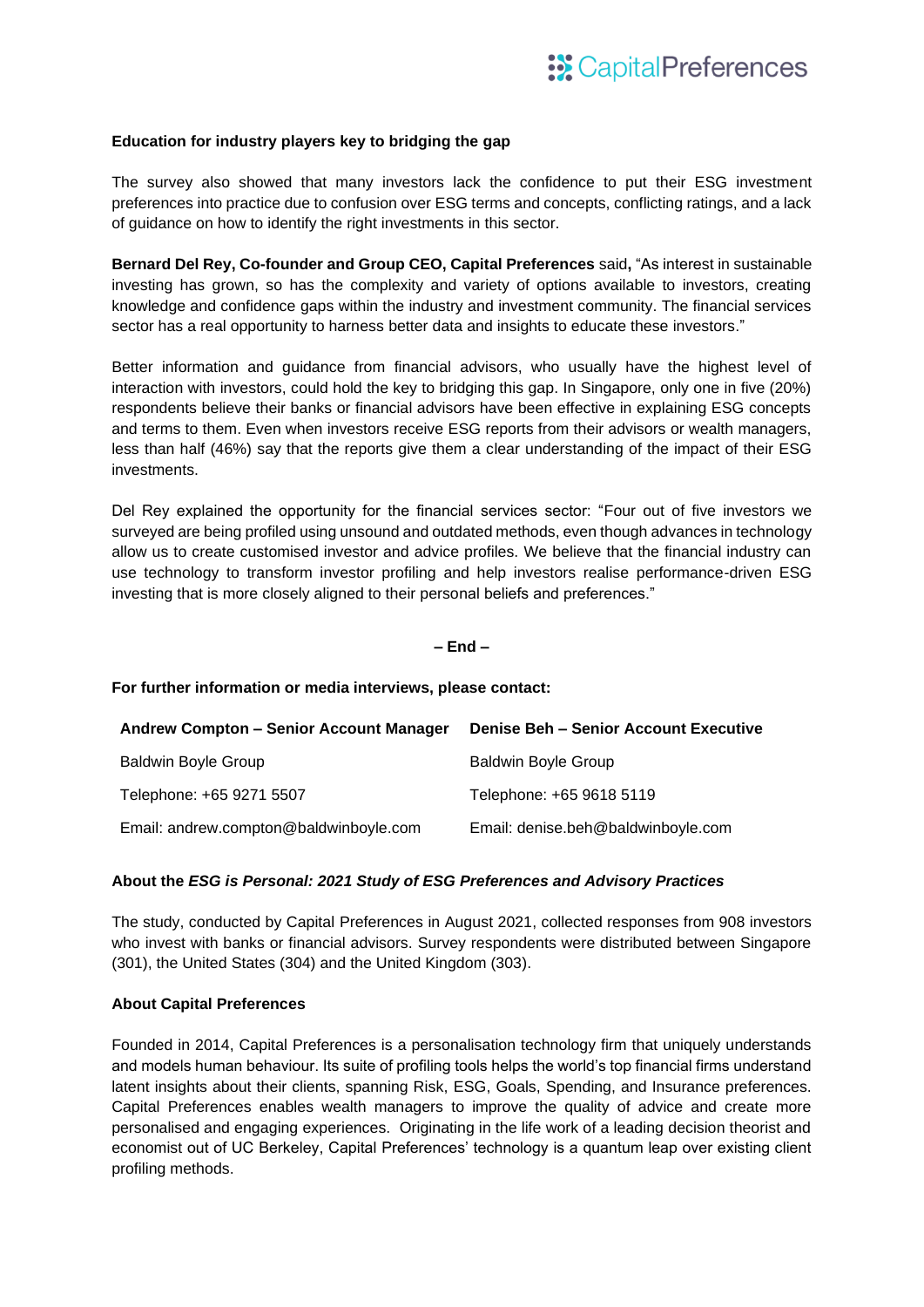**Education for industry players key to bridging the gap**

The survey also showed that many investors lack the confidence to put their ESG investment preferences into practice due to confusion over ESG terms and concepts, conflicting ratings, and a lack of guidance on how to identify the right investments in this sector.

**Bernard Del Rey, Co-founder and Group CEO, Capital Preferences** said**,** "As interest in sustainable investing has grown, so has the complexity and variety of options available to investors, creating knowledge and confidence gaps within the industry and investment community. The financial services sector has a real opportunity to harness better data and insights to educate these investors."

Better information and guidance from financial advisors, who usually have the highest level of interaction with investors, could hold the key to bridging this gap. In Singapore, only one in five (20%) respondents believe their banks or financial advisors have been effective in explaining ESG concepts and terms to them. Even when investors receive ESG reports from their advisors or wealth managers, less than half (46%) say that the reports give them a clear understanding of the impact of their ESG investments.

Del Rey explained the opportunity for the financial services sector: "Four out of five investors we surveyed are being profiled using unsound and outdated methods, even though advances in technology allow us to create customised investor and advice profiles. We believe that the financial industry can use technology to transform investor profiling and help investors realise performance-driven ESG investing that is more closely aligned to their personal beliefs and preferences."

**– End –**

**For further information or media interviews, please contact:**

| **Andrew Compton – Senior Account Manager** | **Denise Beh – Senior Account Executive** |
|---|---|
| Baldwin Boyle Group | Baldwin Boyle Group |
| Telephone: +65 9271 5507 | Telephone: +65 9618 5119 |
| Email: andrew.compton@baldwinboyle.com | Email: denise.beh@baldwinboyle.com |

**About the *ESG is Personal: 2021 Study of ESG Preferences and Advisory Practices***

The study, conducted by Capital Preferences in August 2021, collected responses from 908 investors who invest with banks or financial advisors. Survey respondents were distributed between Singapore (301), the United States (304) and the United Kingdom (303).

**About Capital Preferences**

Founded in 2014, Capital Preferences is a personalisation technology firm that uniquely understands and models human behaviour. Its suite of profiling tools helps the world's top financial firms understand latent insights about their clients, spanning Risk, ESG, Goals, Spending, and Insurance preferences. Capital Preferences enables wealth managers to improve the quality of advice and create more personalised and engaging experiences. Originating in the life work of a leading decision theorist and economist out of UC Berkeley, Capital Preferences' technology is a quantum leap over existing client profiling methods.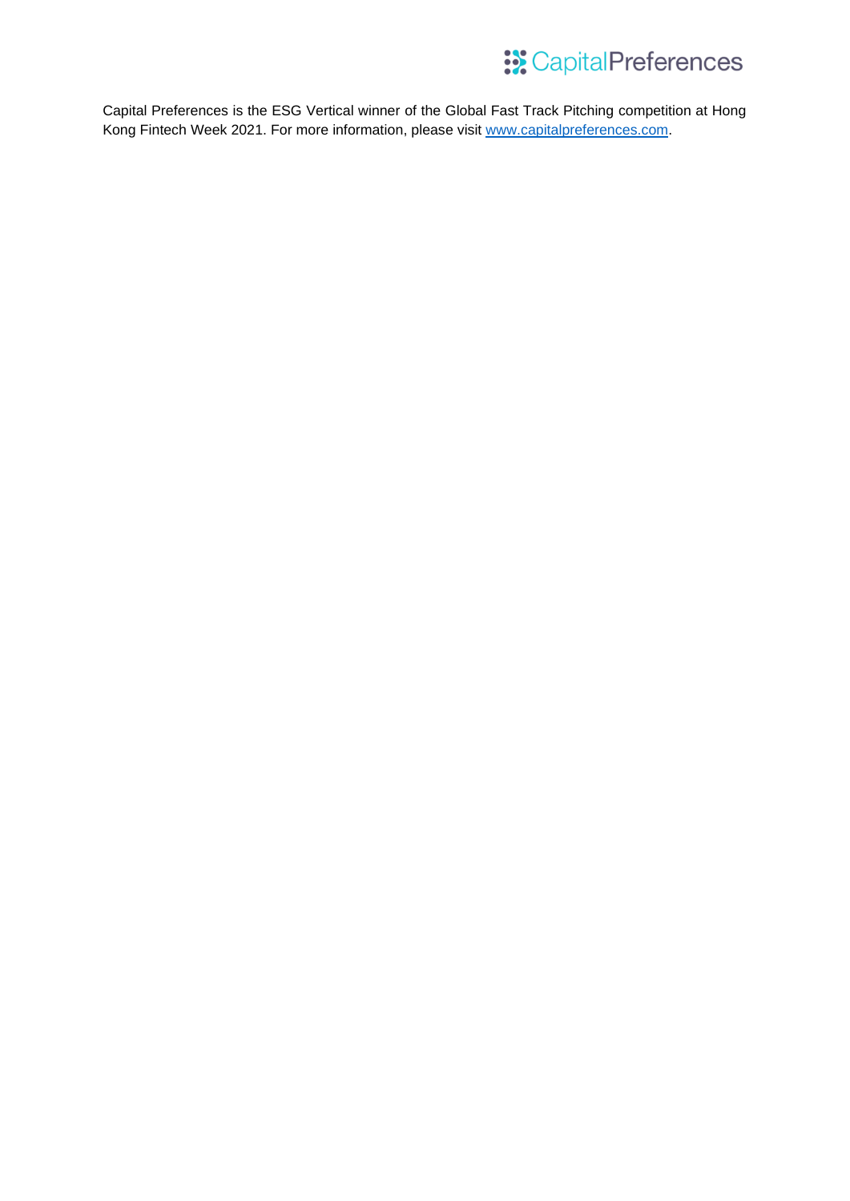Capital Preferences is the ESG Vertical winner of the Global Fast Track Pitching competition at Hong Kong Fintech Week 2021. For more information, please visit [www.capitalpreferences.com](http://www.capitalpreferences.com).